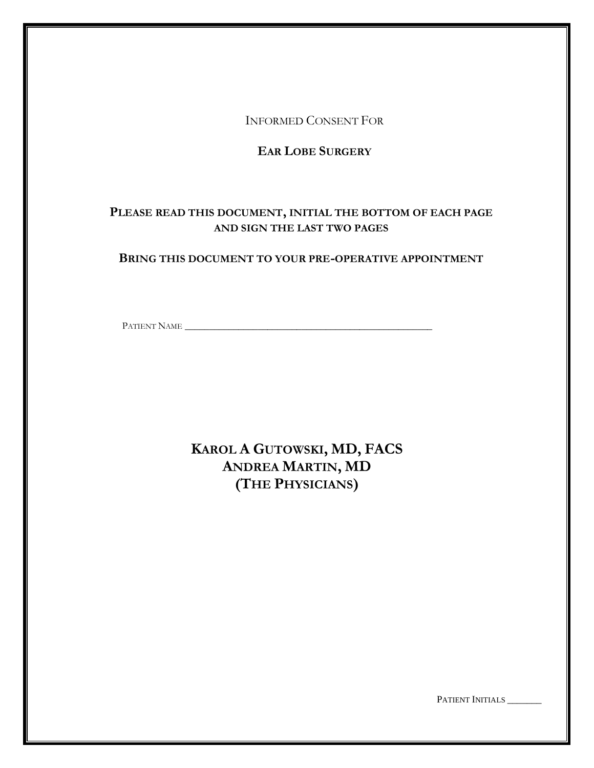INFORMED CONSENT FOR

# EAR LOBE SURGERY

**PLEASE READ THIS DOCUMENT, INITIAL THE BOTTOM OF EACH PAGE AND SIGN THE LAST TWO PAGES**

**BRING THIS DOCUMENT TO YOUR PRE-OPERATIVE APPOINTMENT**

PATIENT NAME ____________________________________________

## KAROL A GUTOWSKI, MD, FACS
## ANDREA MARTIN, MD
## (THE PHYSICIANS)

PATIENT INITIALS _______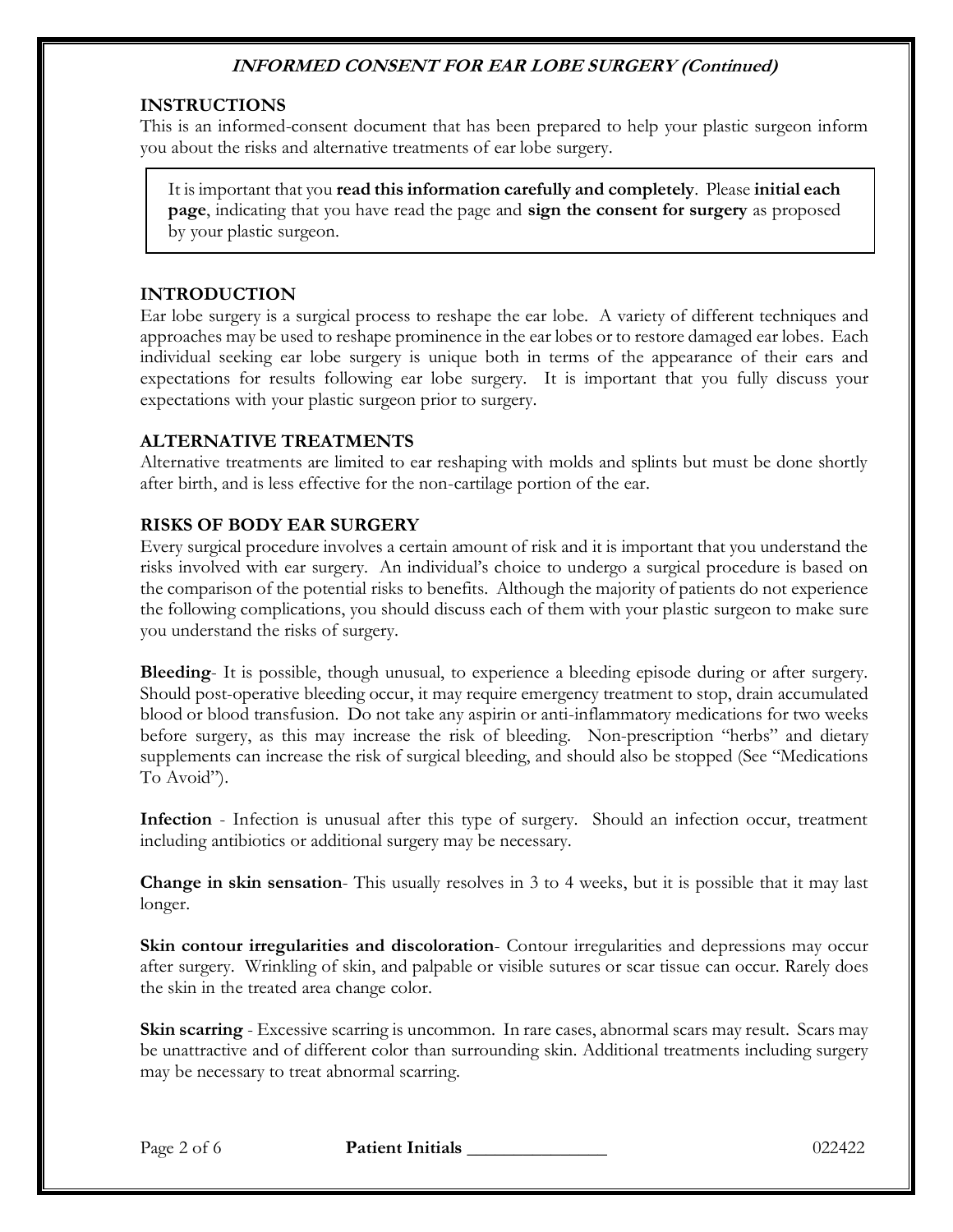# *INFORMED CONSENT FOR EAR LOBE SURGERY (Continued)*

## INSTRUCTIONS

This is an informed-consent document that has been prepared to help your plastic surgeon inform you about the risks and alternative treatments of ear lobe surgery.

> It is important that you **read this information carefully and completely**. Please **initial each page**, indicating that you have read the page and **sign the consent for surgery** as proposed by your plastic surgeon.

## INTRODUCTION

Ear lobe surgery is a surgical process to reshape the ear lobe. A variety of different techniques and approaches may be used to reshape prominence in the ear lobes or to restore damaged ear lobes. Each individual seeking ear lobe surgery is unique both in terms of the appearance of their ears and expectations for results following ear lobe surgery. It is important that you fully discuss your expectations with your plastic surgeon prior to surgery.

## ALTERNATIVE TREATMENTS

Alternative treatments are limited to ear reshaping with molds and splints but must be done shortly after birth, and is less effective for the non-cartilage portion of the ear.

## RISKS OF BODY EAR SURGERY

Every surgical procedure involves a certain amount of risk and it is important that you understand the risks involved with ear surgery. An individual's choice to undergo a surgical procedure is based on the comparison of the potential risks to benefits. Although the majority of patients do not experience the following complications, you should discuss each of them with your plastic surgeon to make sure you understand the risks of surgery.

**Bleeding**- It is possible, though unusual, to experience a bleeding episode during or after surgery. Should post-operative bleeding occur, it may require emergency treatment to stop, drain accumulated blood or blood transfusion. Do not take any aspirin or anti-inflammatory medications for two weeks before surgery, as this may increase the risk of bleeding. Non-prescription "herbs" and dietary supplements can increase the risk of surgical bleeding, and should also be stopped (See "Medications To Avoid").

**Infection** - Infection is unusual after this type of surgery. Should an infection occur, treatment including antibiotics or additional surgery may be necessary.

**Change in skin sensation**- This usually resolves in 3 to 4 weeks, but it is possible that it may last longer.

**Skin contour irregularities and discoloration**- Contour irregularities and depressions may occur after surgery. Wrinkling of skin, and palpable or visible sutures or scar tissue can occur. Rarely does the skin in the treated area change color.

**Skin scarring** - Excessive scarring is uncommon. In rare cases, abnormal scars may result. Scars may be unattractive and of different color than surrounding skin. Additional treatments including surgery may be necessary to treat abnormal scarring.

**Patient Initials** _______________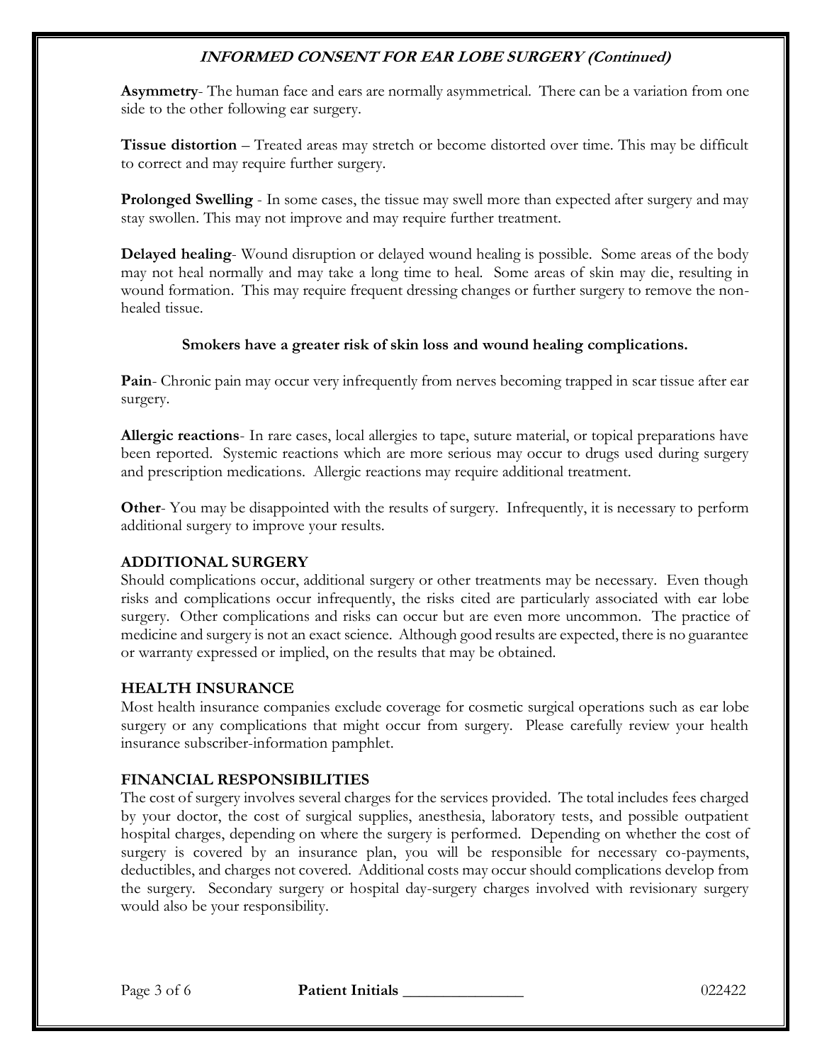***INFORMED CONSENT FOR EAR LOBE SURGERY (Continued)***

**Asymmetry**- The human face and ears are normally asymmetrical. There can be a variation from one side to the other following ear surgery.

**Tissue distortion** – Treated areas may stretch or become distorted over time. This may be difficult to correct and may require further surgery.

**Prolonged Swelling** - In some cases, the tissue may swell more than expected after surgery and may stay swollen. This may not improve and may require further treatment.

**Delayed healing**- Wound disruption or delayed wound healing is possible. Some areas of the body may not heal normally and may take a long time to heal. Some areas of skin may die, resulting in wound formation. This may require frequent dressing changes or further surgery to remove the non-healed tissue.

**Smokers have a greater risk of skin loss and wound healing complications.**

**Pain**- Chronic pain may occur very infrequently from nerves becoming trapped in scar tissue after ear surgery.

**Allergic reactions**- In rare cases, local allergies to tape, suture material, or topical preparations have been reported. Systemic reactions which are more serious may occur to drugs used during surgery and prescription medications. Allergic reactions may require additional treatment.

**Other**- You may be disappointed with the results of surgery. Infrequently, it is necessary to perform additional surgery to improve your results.

## ADDITIONAL SURGERY

Should complications occur, additional surgery or other treatments may be necessary. Even though risks and complications occur infrequently, the risks cited are particularly associated with ear lobe surgery. Other complications and risks can occur but are even more uncommon. The practice of medicine and surgery is not an exact science. Although good results are expected, there is no guarantee or warranty expressed or implied, on the results that may be obtained.

## HEALTH INSURANCE

Most health insurance companies exclude coverage for cosmetic surgical operations such as ear lobe surgery or any complications that might occur from surgery. Please carefully review your health insurance subscriber-information pamphlet.

## FINANCIAL RESPONSIBILITIES

The cost of surgery involves several charges for the services provided. The total includes fees charged by your doctor, the cost of surgical supplies, anesthesia, laboratory tests, and possible outpatient hospital charges, depending on where the surgery is performed. Depending on whether the cost of surgery is covered by an insurance plan, you will be responsible for necessary co-payments, deductibles, and charges not covered. Additional costs may occur should complications develop from the surgery. Secondary surgery or hospital day-surgery charges involved with revisionary surgery would also be your responsibility.

**Patient Initials** _______________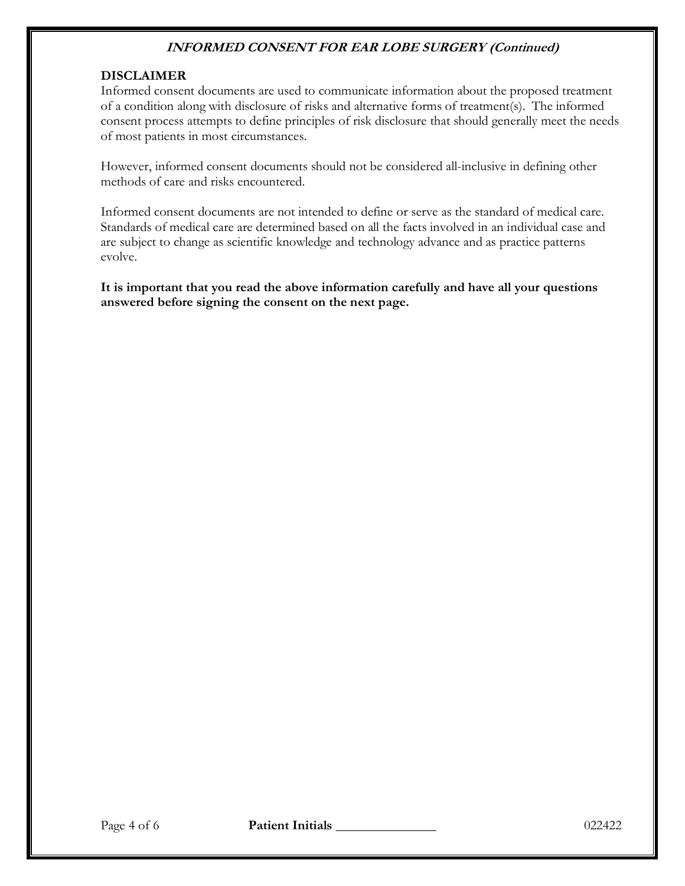## DISCLAIMER

Informed consent documents are used to communicate information about the proposed treatment of a condition along with disclosure of risks and alternative forms of treatment(s). The informed consent process attempts to define principles of risk disclosure that should generally meet the needs of most patients in most circumstances.

However, informed consent documents should not be considered all-inclusive in defining other methods of care and risks encountered.

Informed consent documents are not intended to define or serve as the standard of medical care. Standards of medical care are determined based on all the facts involved in an individual case and are subject to change as scientific knowledge and technology advance and as practice patterns evolve.

**It is important that you read the above information carefully and have all your questions answered before signing the consent on the next page.**

**Patient Initials** _______________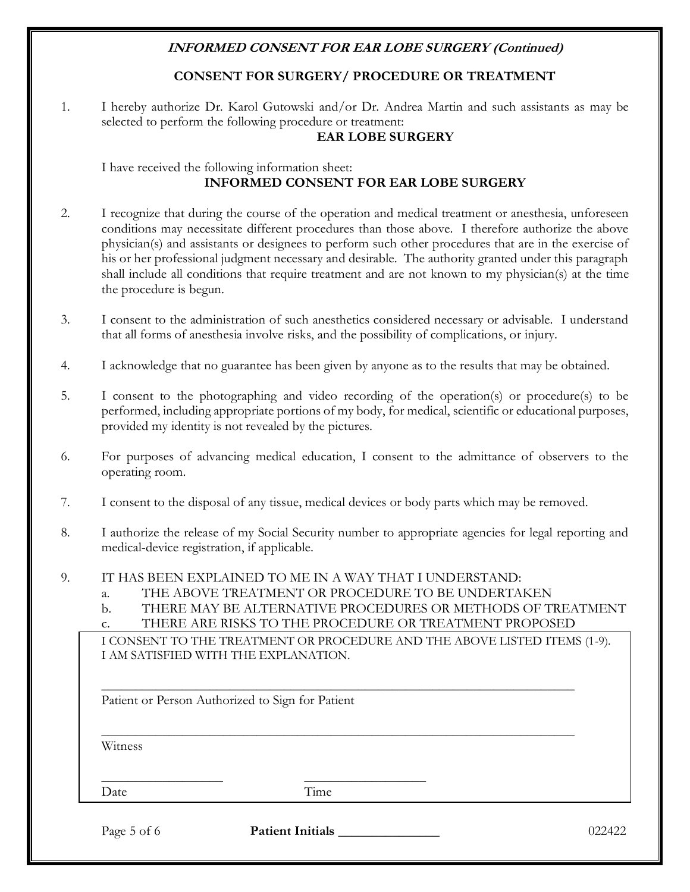***INFORMED CONSENT FOR EAR LOBE SURGERY (Continued)***

## CONSENT FOR SURGERY/ PROCEDURE OR TREATMENT

1. I hereby authorize Dr. Karol Gutowski and/or Dr. Andrea Martin and such assistants as may be selected to perform the following procedure or treatment:

   **EAR LOBE SURGERY**

   I have received the following information sheet:

   **INFORMED CONSENT FOR EAR LOBE SURGERY**

2. I recognize that during the course of the operation and medical treatment or anesthesia, unforeseen conditions may necessitate different procedures than those above. I therefore authorize the above physician(s) and assistants or designees to perform such other procedures that are in the exercise of his or her professional judgment necessary and desirable. The authority granted under this paragraph shall include all conditions that require treatment and are not known to my physician(s) at the time the procedure is begun.

3. I consent to the administration of such anesthetics considered necessary or advisable. I understand that all forms of anesthesia involve risks, and the possibility of complications, or injury.

4. I acknowledge that no guarantee has been given by anyone as to the results that may be obtained.

5. I consent to the photographing and video recording of the operation(s) or procedure(s) to be performed, including appropriate portions of my body, for medical, scientific or educational purposes, provided my identity is not revealed by the pictures.

6. For purposes of advancing medical education, I consent to the admittance of observers to the operating room.

7. I consent to the disposal of any tissue, medical devices or body parts which may be removed.

8. I authorize the release of my Social Security number to appropriate agencies for legal reporting and medical-device registration, if applicable.

9. IT HAS BEEN EXPLAINED TO ME IN A WAY THAT I UNDERSTAND:
   a. THE ABOVE TREATMENT OR PROCEDURE TO BE UNDERTAKEN
   b. THERE MAY BE ALTERNATIVE PROCEDURES OR METHODS OF TREATMENT
   c. THERE ARE RISKS TO THE PROCEDURE OR TREATMENT PROPOSED

I CONSENT TO THE TREATMENT OR PROCEDURE AND THE ABOVE LISTED ITEMS (1-9).
I AM SATISFIED WITH THE EXPLANATION.

______________________________________________
Patient or Person Authorized to Sign for Patient

______________________________________________
Witness

__________________ __________________
Date Time

**Patient Initials** _______________

022422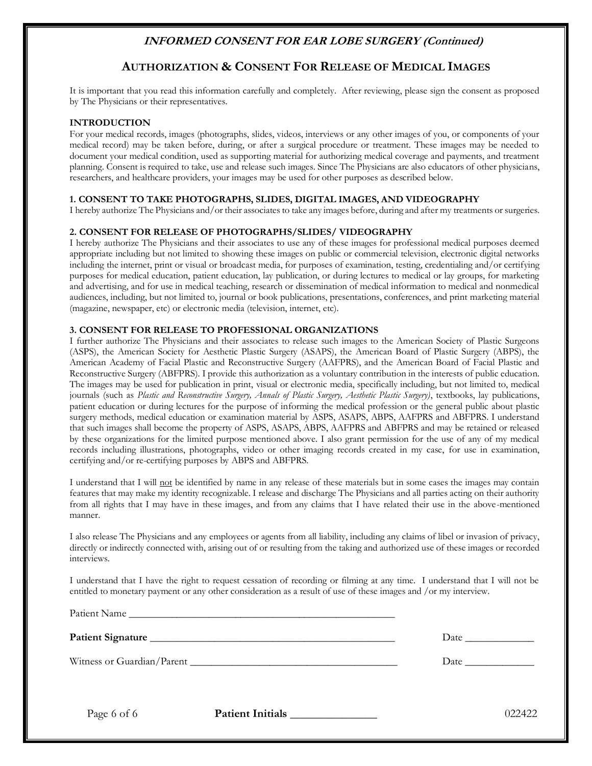***INFORMED CONSENT FOR EAR LOBE SURGERY (Continued)***

## AUTHORIZATION & CONSENT FOR RELEASE OF MEDICAL IMAGES

It is important that you read this information carefully and completely. After reviewing, please sign the consent as proposed by The Physicians or their representatives.

**INTRODUCTION**

For your medical records, images (photographs, slides, videos, interviews or any other images of you, or components of your medical record) may be taken before, during, or after a surgical procedure or treatment. These images may be needed to document your medical condition, used as supporting material for authorizing medical coverage and payments, and treatment planning. Consent is required to take, use and release such images. Since The Physicians are also educators of other physicians, researchers, and healthcare providers, your images may be used for other purposes as described below.

**1. CONSENT TO TAKE PHOTOGRAPHS, SLIDES, DIGITAL IMAGES, AND VIDEOGRAPHY**

I hereby authorize The Physicians and/or their associates to take any images before, during and after my treatments or surgeries.

**2. CONSENT FOR RELEASE OF PHOTOGRAPHS/SLIDES/ VIDEOGRAPHY**

I hereby authorize The Physicians and their associates to use any of these images for professional medical purposes deemed appropriate including but not limited to showing these images on public or commercial television, electronic digital networks including the internet, print or visual or broadcast media, for purposes of examination, testing, credentialing and/or certifying purposes for medical education, patient education, lay publication, or during lectures to medical or lay groups, for marketing and advertising, and for use in medical teaching, research or dissemination of medical information to medical and nonmedical audiences, including, but not limited to, journal or book publications, presentations, conferences, and print marketing material (magazine, newspaper, etc) or electronic media (television, internet, etc).

**3. CONSENT FOR RELEASE TO PROFESSIONAL ORGANIZATIONS**

I further authorize The Physicians and their associates to release such images to the American Society of Plastic Surgeons (ASPS), the American Society for Aesthetic Plastic Surgery (ASAPS), the American Board of Plastic Surgery (ABPS), the American Academy of Facial Plastic and Reconstructive Surgery (AAFPRS), and the American Board of Facial Plastic and Reconstructive Surgery (ABFPRS). I provide this authorization as a voluntary contribution in the interests of public education. The images may be used for publication in print, visual or electronic media, specifically including, but not limited to, medical journals (such as *Plastic and Reconstructive Surgery, Annals of Plastic Surgery, Aesthetic Plastic Surgery)*, textbooks, lay publications, patient education or during lectures for the purpose of informing the medical profession or the general public about plastic surgery methods, medical education or examination material by ASPS, ASAPS, ABPS, AAFPRS and ABFPRS. I understand that such images shall become the property of ASPS, ASAPS, ABPS, AAFPRS and ABFPRS and may be retained or released by these organizations for the limited purpose mentioned above. I also grant permission for the use of any of my medical records including illustrations, photographs, video or other imaging records created in my case, for use in examination, certifying and/or re-certifying purposes by ABPS and ABFPRS.

I understand that I will <u>not</u> be identified by name in any release of these materials but in some cases the images may contain features that may make my identity recognizable. I release and discharge The Physicians and all parties acting on their authority from all rights that I may have in these images, and from any claims that I have related their use in the above-mentioned manner.

I also release The Physicians and any employees or agents from all liability, including any claims of libel or invasion of privacy, directly or indirectly connected with, arising out of or resulting from the taking and authorized use of these images or recorded interviews.

I understand that I have the right to request cessation of recording or filming at any time. I understand that I will not be entitled to monetary payment or any other consideration as a result of use of these images and /or my interview.

Patient Name ___________________________________________

**Patient Signature** _______________________________________ Date ____________

Witness or Guardian/Parent ________________________________ Date ____________

**Patient Initials** ______________ 022422